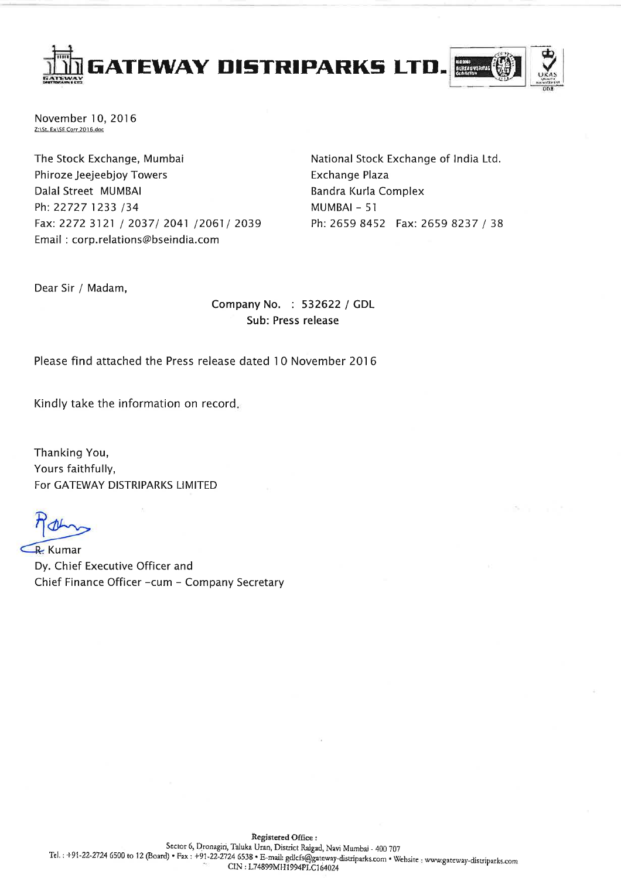# GATEWAY DISTRIPARKS LTD.

November 10, 2016
Z:\St. Ex\SE Corr.2016.doc

The Stock Exchange, Mumbai
Phiroze Jeejeebjoy Towers
Dalal Street MUMBAI
Ph: 22727 1233 /34
Fax: 2272 3121 / 2037/ 2041 /2061/ 2039
Email : corp.relations@bseindia.com

National Stock Exchange of India Ltd.
Exchange Plaza
Bandra Kurla Complex
MUMBAI – 51
Ph: 2659 8452 Fax: 2659 8237 / 38

Dear Sir / Madam,

**Company No. : 532622 / GDL**
**Sub: Press release**

Please find attached the Press release dated 10 November 2016

Kindly take the information on record.

Thanking You,
Yours faithfully,
For GATEWAY DISTRIPARKS LIMITED

R. Kumar
Dy. Chief Executive Officer and
Chief Finance Officer –cum – Company Secretary

**Registered Office :**
Sector 6, Dronagiri, Taluka Uran, District Raigad, Navi Mumbai - 400 707
Tel. : +91-22-2724 6500 to 12 (Board) • Fax : +91-22-2724 6538 • E-mail: gdlcfs@gateway-distriparks.com • Website : www.gateway-distriparks.com
CIN : L74899MH1994PLC164024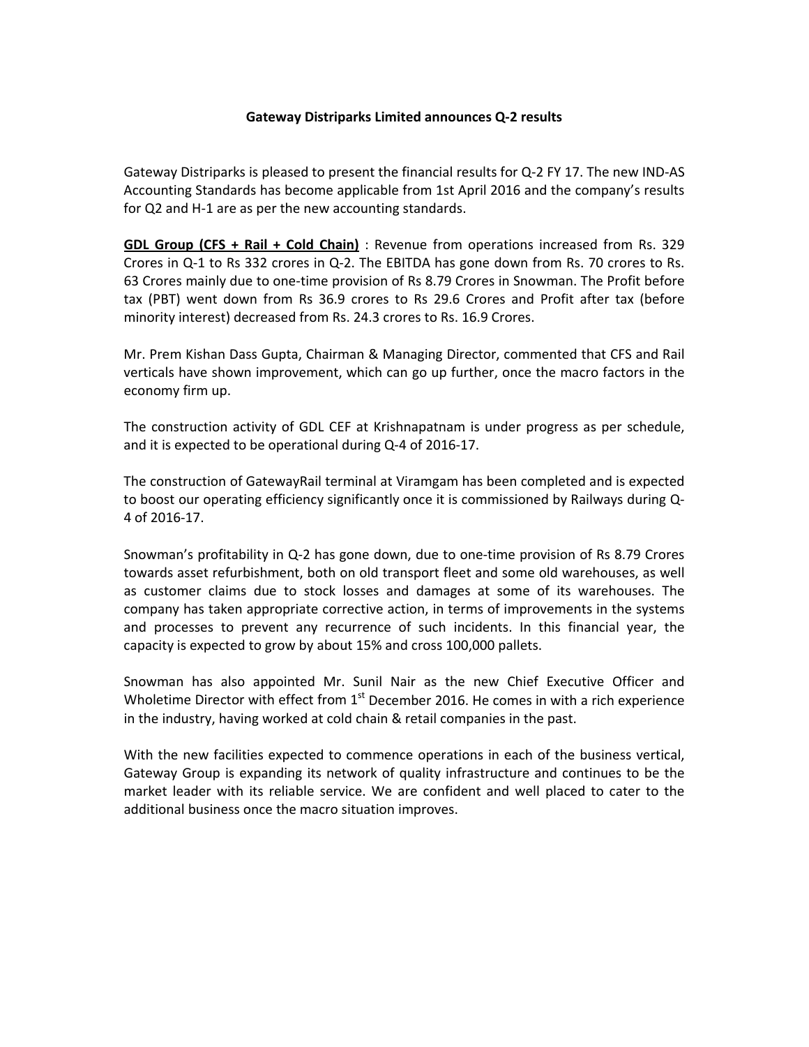**Gateway Distriparks Limited announces Q-2 results**

Gateway Distriparks is pleased to present the financial results for Q-2 FY 17. The new IND-AS Accounting Standards has become applicable from 1st April 2016 and the company's results for Q2 and H-1 are as per the new accounting standards.

**GDL Group (CFS + Rail + Cold Chain)** : Revenue from operations increased from Rs. 329 Crores in Q-1 to Rs 332 crores in Q-2. The EBITDA has gone down from Rs. 70 crores to Rs. 63 Crores mainly due to one-time provision of Rs 8.79 Crores in Snowman. The Profit before tax (PBT) went down from Rs 36.9 crores to Rs 29.6 Crores and Profit after tax (before minority interest) decreased from Rs. 24.3 crores to Rs. 16.9 Crores.

Mr. Prem Kishan Dass Gupta, Chairman & Managing Director, commented that CFS and Rail verticals have shown improvement, which can go up further, once the macro factors in the economy firm up.

The construction activity of GDL CEF at Krishnapatnam is under progress as per schedule, and it is expected to be operational during Q-4 of 2016-17.

The construction of GatewayRail terminal at Viramgam has been completed and is expected to boost our operating efficiency significantly once it is commissioned by Railways during Q-4 of 2016-17.

Snowman's profitability in Q-2 has gone down, due to one-time provision of Rs 8.79 Crores towards asset refurbishment, both on old transport fleet and some old warehouses, as well as customer claims due to stock losses and damages at some of its warehouses. The company has taken appropriate corrective action, in terms of improvements in the systems and processes to prevent any recurrence of such incidents. In this financial year, the capacity is expected to grow by about 15% and cross 100,000 pallets.

Snowman has also appointed Mr. Sunil Nair as the new Chief Executive Officer and Wholetime Director with effect from 1st December 2016. He comes in with a rich experience in the industry, having worked at cold chain & retail companies in the past.

With the new facilities expected to commence operations in each of the business vertical, Gateway Group is expanding its network of quality infrastructure and continues to be the market leader with its reliable service. We are confident and well placed to cater to the additional business once the macro situation improves.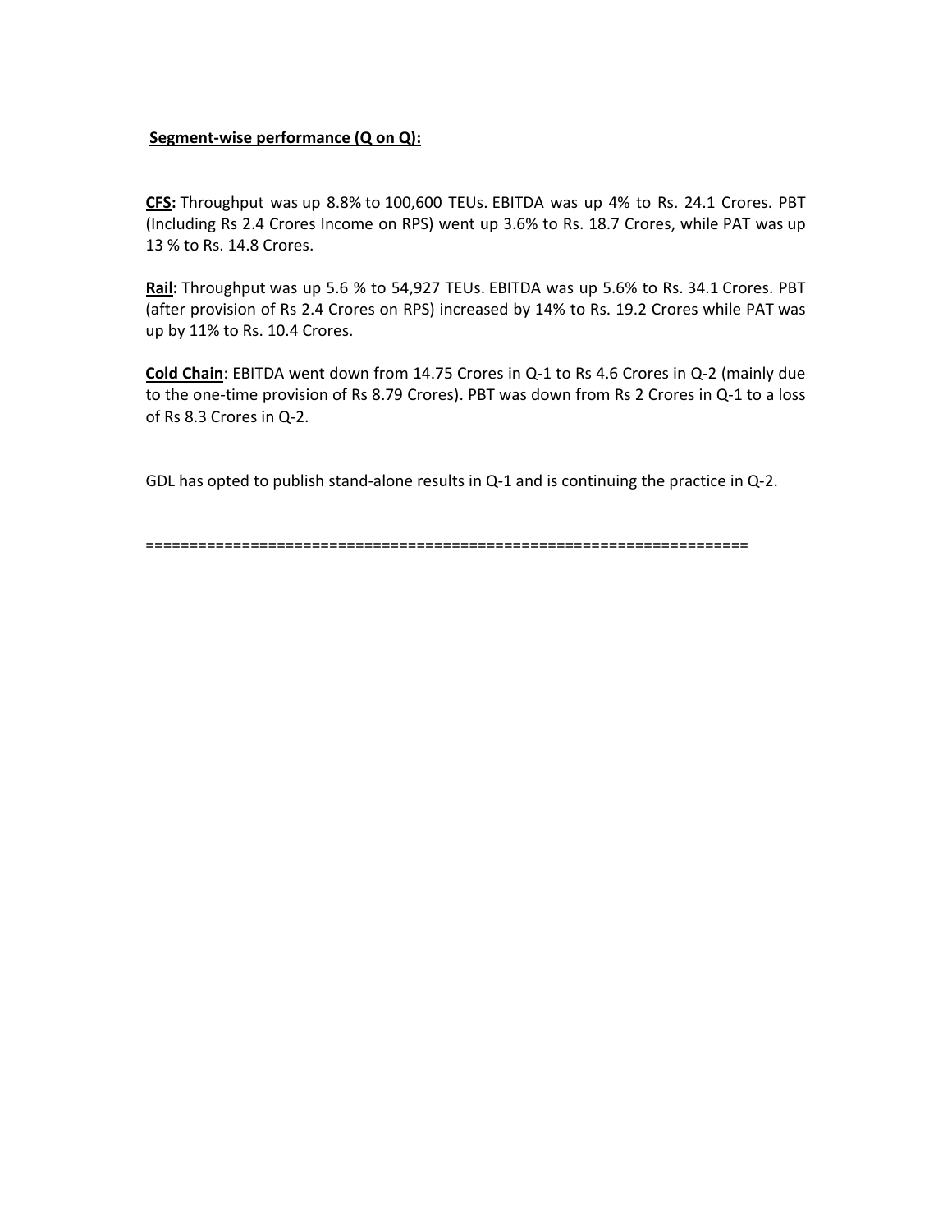**Segment-wise performance (Q on Q):**

**CFS:** Throughput was up 8.8% to 100,600 TEUs. EBITDA was up 4% to Rs. 24.1 Crores. PBT (Including Rs 2.4 Crores Income on RPS) went up 3.6% to Rs. 18.7 Crores, while PAT was up 13 % to Rs. 14.8 Crores.

**Rail:** Throughput was up 5.6 % to 54,927 TEUs. EBITDA was up 5.6% to Rs. 34.1 Crores. PBT (after provision of Rs 2.4 Crores on RPS) increased by 14% to Rs. 19.2 Crores while PAT was up by 11% to Rs. 10.4 Crores.

**Cold Chain**: EBITDA went down from 14.75 Crores in Q-1 to Rs 4.6 Crores in Q-2 (mainly due to the one-time provision of Rs 8.79 Crores). PBT was down from Rs 2 Crores in Q-1 to a loss of Rs 8.3 Crores in Q-2.

GDL has opted to publish stand-alone results in Q-1 and is continuing the practice in Q-2.

======================================================================